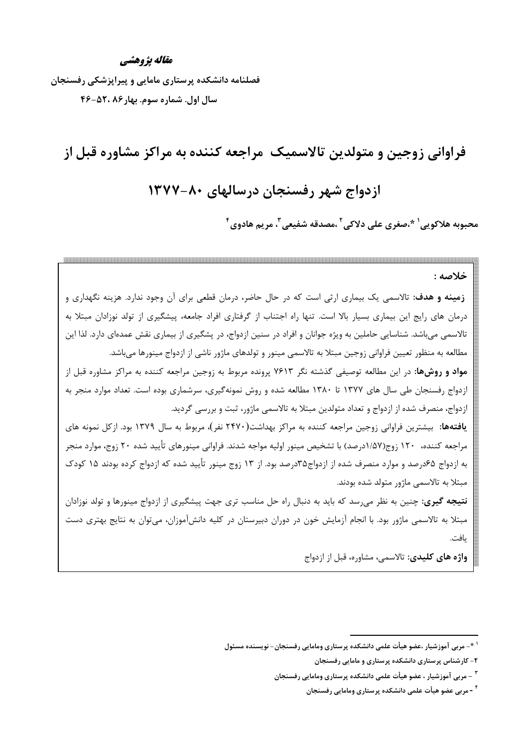***مقاله پژوهشی***

**فصلنامه دانشکده پرستاری مامایی و پیراپزشکی رفسنجان**

**سال اول. شماره سوم. بهار۸۶ ،۵۲-۴۶**

# فراوانی زوجین و متولدین تالاسمیک مراجعه کننده به مراکز مشاوره قبل از ازدواج شهر رفسنجان درسالهای ۸۰-۱۳۷۷

**محبوبه هلاکویی[۱] *،صغری علی دلاکی[۲] ،مصدقه شفیعی[۳]، مریم هادوی[۴]**

**خلاصه :**

**زمینه و هدف:** تالاسمی یک بیماری ارثی است که در حال حاضر، درمان قطعی برای آن وجود ندارد. هزینه نگهداری و درمان های رایج این بیماری بسیار بالا است. تنها راه اجتناب از گرفتاری افراد جامعه، پیشگیری از تولد نوزادان مبتلا به تالاسمی می‌باشد. شناسایی حاملین به ویژه جوانان و افراد در سنین ازدواج، در پشگیری از بیماری نقش عمده‌ای دارد. لذا این مطالعه به منظور تعیین فراوانی زوجین مبتلا به تالاسمی مینور و تولدهای ماژور ناشی از ازدواج مینورها می‌باشد.

**مواد و روش‌ها:** در این مطالعه توصیفی گذشته نگر ۷۶۱۳ پرونده مربوط به زوجین مراجعه کننده به مراکز مشاوره قبل از ازدواج رفسنجان طی سال های ۱۳۷۷ تا ۱۳۸۰ مطالعه شده و روش نمونه‌گیری، سرشماری بوده است. تعداد موارد منجر به ازدواج، منصرف شده از ازدواج و تعداد متولدین مبتلا به تالاسمی ماژور، ثبت و بررسی گردید.

**یافته‌ها:** بیشترین فراوانی زوجین مراجعه کننده به مراکز بهداشت(۲۴۷۰ نفر)، مربوط به سال ۱۳۷۹ بود. ازکل نمونه های مراجعه کننده، ۱۲۰ زوج(۱/۵۷درصد) با تشخیص مینور اولیه مواجه شدند. فراوانی مینورهای تأیید شده ۲۰ زوج، موارد منجر به ازدواج ۶۵درصد و موارد منصرف شده از ازدواج۳۵درصد بود. از ۱۳ زوج مینور تأیید شده که ازدواج کرده بودند ۱۵ کودک مبتلا به تالاسمی ماژور متولد شده بودند.

**نتیجه گیری:** چنین به نظر می‌رسد که باید به دنبال راه حل مناسب تری جهت پیشگیری از ازدواج مینورها و تولد نوزادان مبتلا به تالاسمی ماژور بود. با انجام آزمایش خون در دوران دبیرستان در کلیه دانش‌آموزان، می‌توان به نتایج بهتری دست یافت.

**واژه های کلیدی:** تالاسمی، مشاوره، قبل از ازدواج

---

[۱] *- مربی آموزشیار ،عضو هیأت علمی دانشکده پرستاری ومامایی رفسنجان- نویسنده مسئول

[۲] - کارشناس پرستاری دانشکده پرستاری و مامایی رفسنجان

[۳] - مربی آموزشیار ، عضو هیأت علمی دانشکده پرستاری ومامایی رفسنجان

[۴] - مربی عضو هیأت علمی دانشکده پرستاری ومامایی رفسنجان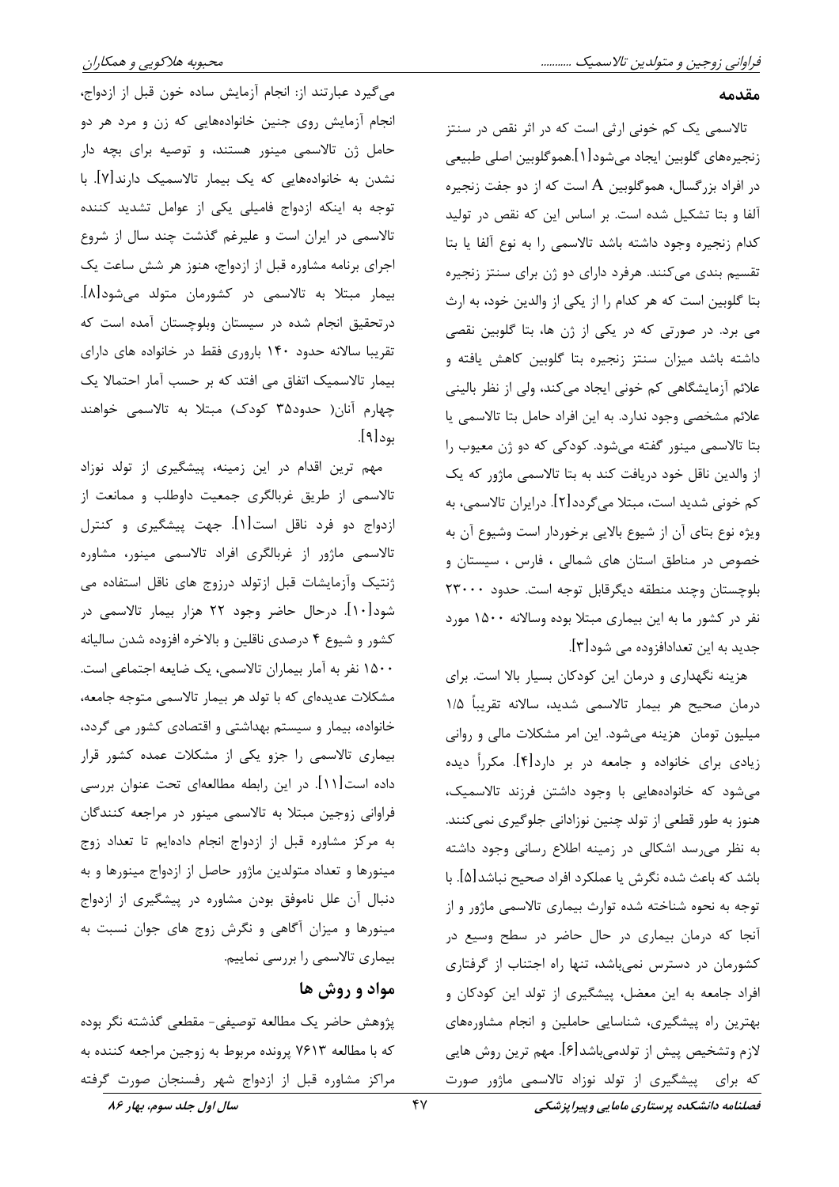## مقدمه

تالاسمی یک کم خونی ارثی است که در اثر نقص در سنتز زنجیره‌های گلوبین ایجاد می‌شود[۱].هموگلوبین اصلی طبیعی در افراد بزرگسال، هموگلوبین A است که از دو جفت زنجیره آلفا و بتا تشکیل شده است. بر اساس این که نقص در تولید کدام زنجیره وجود داشته باشد تالاسمی را به نوع آلفا یا بتا تقسیم بندی می‌کنند. هرفرد دارای دو ژن برای سنتز زنجیره بتا گلوبین است که هر کدام را از یکی از والدین خود، به ارث می برد. در صورتی که در یکی از ژن ها، بتا گلوبین نقصی داشته باشد میزان سنتز زنجیره بتا گلوبین کاهش یافته و علائم آزمایشگاهی کم خونی ایجاد می‌کند، ولی از نظر بالینی علائم مشخصی وجود ندارد. به این افراد حامل بتا تالاسمی یا بتا تالاسمی مینور گفته می‌شود. کودکی که دو ژن معیوب را از والدین ناقل خود دریافت کند به بتا تالاسمی ماژور که یک کم خونی شدید است، مبتلا می‌گردد[۲]. درایران تالاسمی، به ویژه نوع بتای آن از شیوع بالایی برخوردار است وشیوع آن به خصوص در مناطق استان های شمالی ، فارس ، سیستان و بلوچستان وچند منطقه دیگرقابل توجه است. حدود ۲۳۰۰۰ نفر در کشور ما به این بیماری مبتلا بوده وسالانه ۱۵۰۰ مورد جدید به این تعدادافزوده می شود[۳].

هزینه نگهداری و درمان این کودکان بسیار بالا است. برای درمان صحیح هر بیمار تالاسمی شدید، سالانه تقریباً ۱/۵ میلیون تومان هزینه می‌شود. این امر مشکلات مالی و روانی زیادی برای خانواده و جامعه در بر دارد[۴]. مکرراً دیده می‌شود که خانواده‌هایی با وجود داشتن فرزند تالاسمیک، هنوز به طور قطعی از تولد چنین نوزادانی جلوگیری نمی‌کنند. به نظر می‌رسد اشکالی در زمینه اطلاع رسانی وجود داشته باشد که باعث شده نگرش یا عملکرد افراد صحیح نباشد[۵]. با توجه به نحوه شناخته شده توارث بیماری تالاسمی ماژور و از آنجا که درمان بیماری در حال حاضر در سطح وسیع در کشورمان در دسترس نمی‌باشد، تنها راه اجتناب از گرفتاری افراد جامعه به این معضل، پیشگیری از تولد این کودکان و بهترین راه پیشگیری، شناسایی حاملین و انجام مشاوره‌های لازم وتشخیص پیش از تولدمی‌باشد[۶]. مهم ترین روش هایی که برای پیشگیری از تولد نوزاد تالاسمی ماژور صورت می‌گیرد عبارتند از: انجام آزمایش ساده خون قبل از ازدواج، انجام آزمایش روی جنین خانواده‌هایی که زن و مرد هر دو حامل ژن تالاسمی مینور هستند، و توصیه برای بچه دار نشدن به خانواده‌هایی که یک بیمار تالاسمیک دارند[۷]. با توجه به اینکه ازدواج فامیلی یکی از عوامل تشدید کننده تالاسمی در ایران است و علیرغم گذشت چند سال از شروع اجرای برنامه مشاوره قبل از ازدواج، هنوز هر شش ساعت یک بیمار مبتلا به تالاسمی در کشورمان متولد می‌شود[۸]. درتحقیق انجام شده در سیستان وبلوچستان آمده است که تقریبا سالانه حدود ۱۴۰ باروری فقط در خانواده های دارای بیمار تالاسمیک اتفاق می افتد که بر حسب آمار احتمالا یک چهارم آنان( حدود۳۵ کودک) مبتلا به تالاسمی خواهند بود[۹].

مهم ترین اقدام در این زمینه، پیشگیری از تولد نوزاد تالاسمی از طریق غربالگری جمعیت داوطلب و ممانعت از ازدواج دو فرد ناقل است[۱]. جهت پیشگیری و کنترل تالاسمی ماژور از غربالگری افراد تالاسمی مینور، مشاوره ژنتیک وآزمایشات قبل ازتولد درزوج های ناقل استفاده می شود[۱۰]. درحال حاضر وجود ۲۲ هزار بیمار تالاسمی در کشور و شیوع ۴ درصدی ناقلین و بالاخره افزوده شدن سالیانه ۱۵۰۰ نفر به آمار بیماران تالاسمی، یک ضایعه اجتماعی است. مشکلات عدیده‌ای که با تولد هر بیمار تالاسمی متوجه جامعه، خانواده، بیمار و سیستم بهداشتی و اقتصادی کشور می گردد، بیماری تالاسمی را جزو یکی از مشکلات عمده کشور قرار داده است[۱۱]. در این رابطه مطالعه‌ای تحت عنوان بررسی فراوانی زوجین مبتلا به تالاسمی مینور در مراجعه کنندگان به مرکز مشاوره قبل از ازدواج انجام داده‌ایم تا تعداد زوج مینورها و تعداد متولدین ماژور حاصل از ازدواج مینورها و به دنبال آن علل ناموفق بودن مشاوره در پیشگیری از ازدواج مینورها و میزان آگاهی و نگرش زوج های جوان نسبت به بیماری تالاسمی را بررسی نماییم.

## مواد و روش ها

پژوهش حاضر یک مطالعه توصیفی- مقطعی گذشته نگر بوده که با مطالعه ۷۶۱۳ پرونده مربوط به زوجین مراجعه کننده به مراکز مشاوره قبل از ازدواج شهر رفسنجان صورت گرفته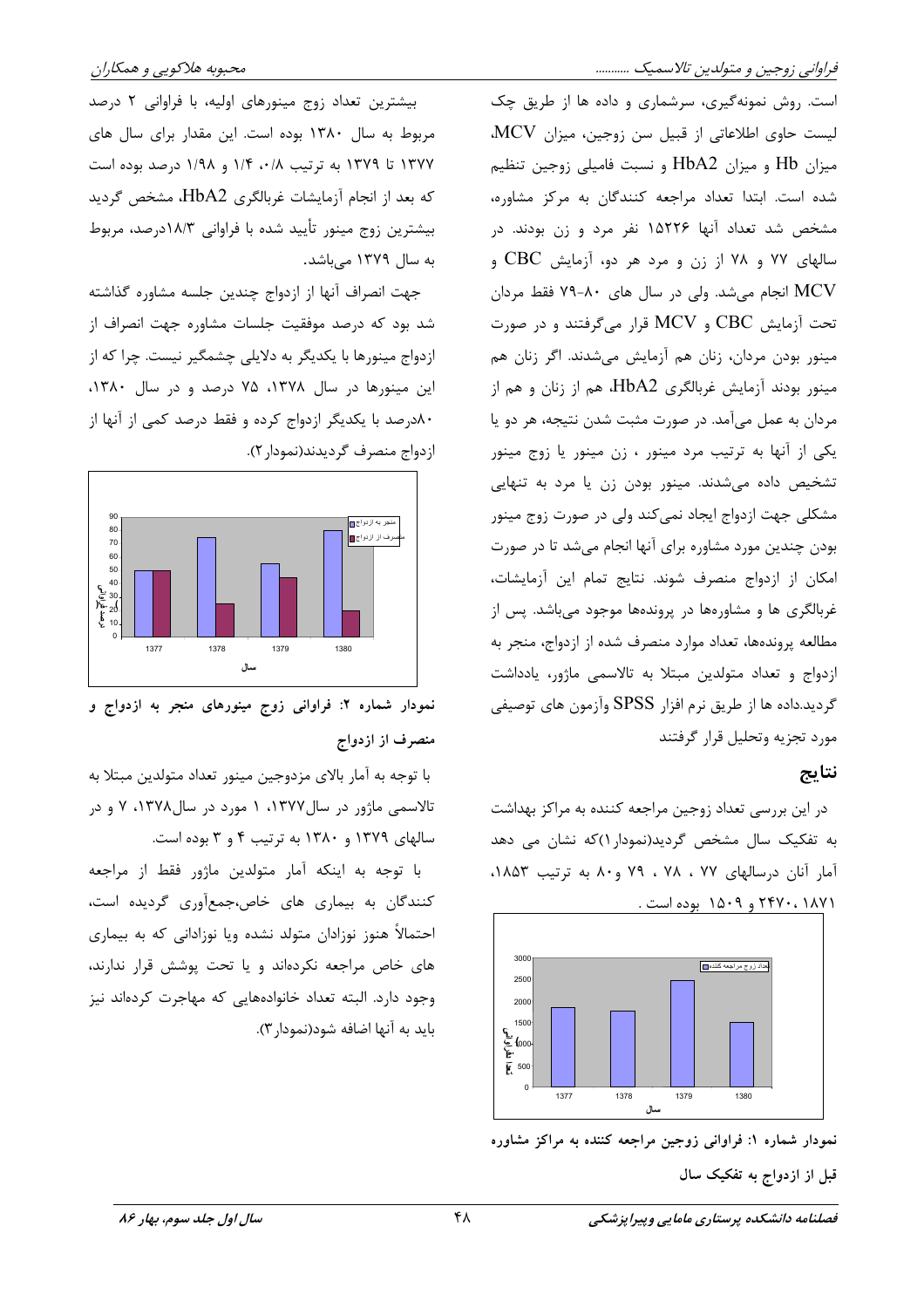است. روش نمونه‌گیری، سرشماری و داده ها از طریق چک لیست حاوی اطلاعاتی از قبیل سن زوجین، میزان MCV، میزان Hb و میزان HbA2 و نسبت فامیلی زوجین تنظیم شده است. ابتدا تعداد مراجعه کنندگان به مرکز مشاوره، مشخص شد تعداد آنها ۱۵۲۲۶ نفر مرد و زن بودند. در سالهای ۷۷ و ۷۸ از زن و مرد هر دو، آزمایش CBC و MCV انجام می‌شد. ولی در سال های ۸۰-۷۹ فقط مردان تحت آزمایش CBC و MCV قرار می‌گرفتند و در صورت مینور بودن مردان، زنان هم آزمایش می‌شدند. اگر زنان هم مینور بودند آزمایش غربالگری HbA2، هم از زنان و هم از مردان به عمل می‌آمد. در صورت مثبت شدن نتیجه، هر دو یا یکی از آنها به ترتیب مرد مینور ، زن مینور یا زوج مینور تشخیص داده می‌شدند. مینور بودن زن یا مرد به تنهایی مشکلی جهت ازدواج ایجاد نمی‌کند ولی در صورت زوج مینور بودن چندین مورد مشاوره برای آنها انجام می‌شد تا در صورت امکان از ازدواج منصرف شوند. نتایج تمام این آزمایشات، غربالگری ها و مشاوره‌ها در پرونده‌ها موجود می‌باشد. پس از مطالعه پرونده‌ها، تعداد موارد منصرف شده از ازدواج، منجر به ازدواج و تعداد متولدین مبتلا به تالاسمی ماژور، یادداشت گردید.داده ها از طریق نرم افزار SPSS وآزمون های توصیفی مورد تجزیه وتحلیل قرار گرفتند

## نتایج

در این بررسی تعداد زوجین مراجعه کننده به مراکز بهداشت به تفکیک سال مشخص گردید(نمودار۱)که نشان می دهد آمار آنان درسالهای ۷۷ ، ۷۸ ، ۷۹ و۸۰ به ترتیب ۱۸۵۳، ۱۸۷۱، ۲۴۷۰ و ۱۵۰۹ بوده است .

**نمودار شماره ۱: فراوانی زوجین مراجعه کننده به مراکز مشاوره قبل از ازدواج به تفکیک سال**

بیشترین تعداد زوج مینورهای اولیه، با فراوانی ۲ درصد مربوط به سال ۱۳۸۰ بوده است. این مقدار برای سال های ۱۳۷۷ تا ۱۳۷۹ به ترتیب ۰/۸، ۱/۴ و ۱/۹۸ درصد بوده است که بعد از انجام آزمایشات غربالگری HbA2، مشخص گردید بیشترین زوج مینور تأیید شده با فراوانی ۱۸/۳درصد، مربوط به سال ۱۳۷۹ می‌باشد.

جهت انصراف آنها از ازدواج چندین جلسه مشاوره گذاشته شد بود که درصد موفقیت جلسات مشاوره جهت انصراف از ازدواج مینورها با یکدیگر به دلایلی چشمگیر نیست. چرا که از این مینورها در سال ۱۳۷۸، ۷۵ درصد و در سال ۱۳۸۰، ۸۰درصد با یکدیگر ازدواج کرده و فقط درصد کمی از آنها از ازدواج منصرف گردیدند(نمودار۲).

**نمودار شماره ۲: فراوانی زوج مینورهای منجر به ازدواج و منصرف از ازدواج**

با توجه به آمار بالای مزدوجین مینور تعداد متولدین مبتلا به تالاسمی ماژور در سال۱۳۷۷، ۱ مورد در سال۱۳۷۸، ۷ و در سالهای ۱۳۷۹ و ۱۳۸۰ به ترتیب ۴ و ۳ بوده است.

با توجه به اینکه آمار متولدین ماژور فقط از مراجعه کنندگان به بیماری های خاص،جمع‌آوری گردیده است، احتمالاً هنوز نوزادان متولد نشده ویا نوزادانی که به بیماری های خاص مراجعه نکرده‌اند و یا تحت پوشش قرار ندارند، وجود دارد. البته تعداد خانواده‌هایی که مهاجرت کرده‌اند نیز باید به آنها اضافه شود(نمودار۳).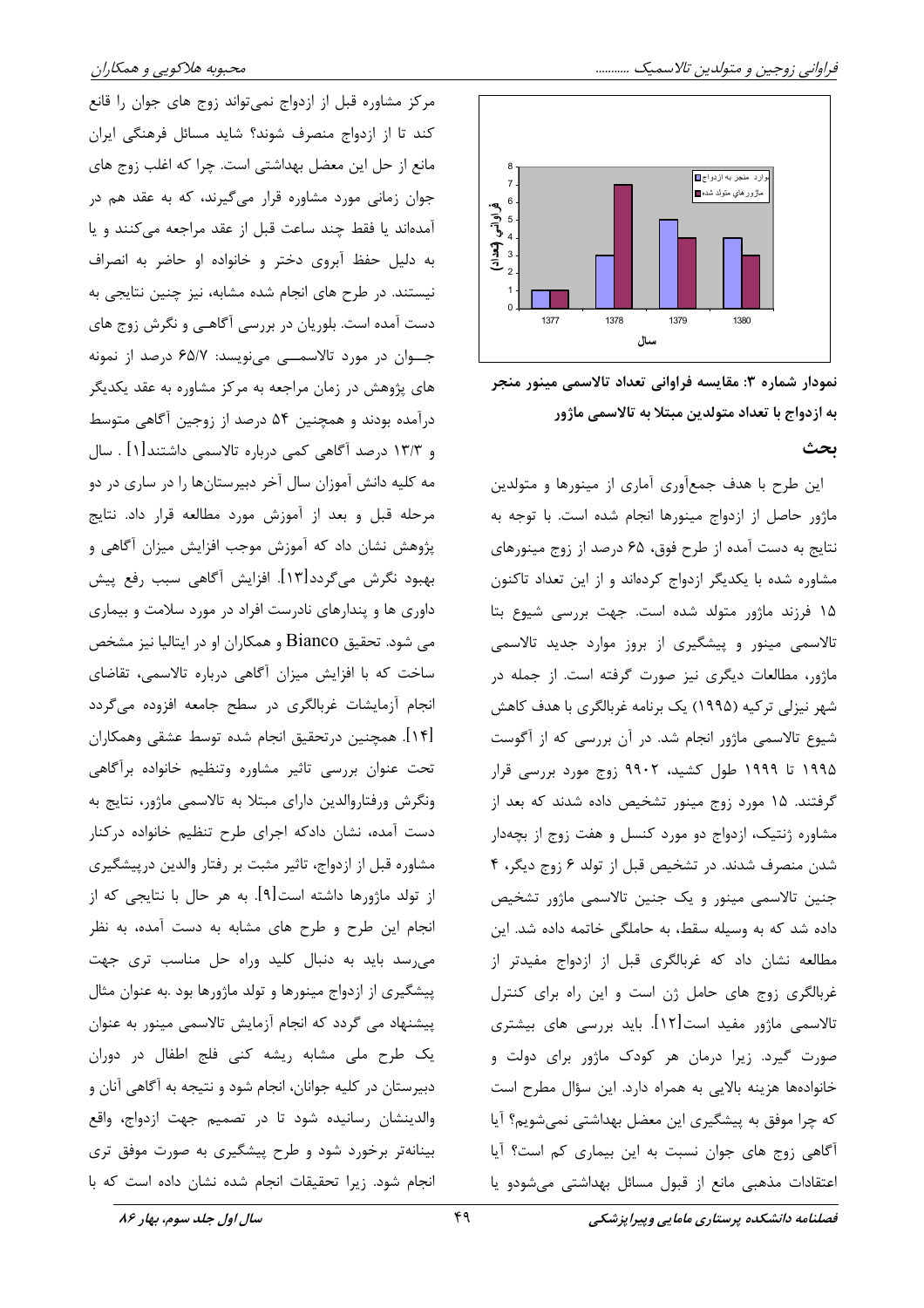نمودار شماره ۳: مقایسه فراوانی تعداد تالاسمی مینور منجر به ازدواج با تعداد متولدین مبتلا به تالاسمی ماژور

| سال | موارد منجر به ازدواج | ماژورهای متولد شده |
| --- | --- | --- |
| 1377 | 1 | 1 |
| 1378 | 3 | 7 |
| 1379 | 5 | 4 |
| 1380 | 4 | 3 |

## بحث

این طرح با هدف جمع‌آوری آماری از مینورها و متولدین ماژور حاصل از ازدواج مینورها انجام شده است. با توجه به نتایج به دست آمده از طرح فوق، ۶۵ درصد از زوج مینورهای مشاوره شده با یکدیگر ازدواج کرده‌اند و از این تعداد تاکنون ۱۵ فرزند ماژور متولد شده است. جهت بررسی شیوع بتا تالاسمی مینور و پیشگیری از بروز موارد جدید تالاسمی ماژور، مطالعات دیگری نیز صورت گرفته است. از جمله در شهر نیزلی ترکیه (۱۹۹۵) یک برنامه غربالگری با هدف کاهش شیوع تالاسمی ماژور انجام شد. در آن بررسی که از آگوست ۱۹۹۵ تا ۱۹۹۹ طول کشید، ۹۹۰۲ زوج مورد بررسی قرار گرفتند. ۱۵ مورد زوج مینور تشخیص داده شدند که بعد از مشاوره ژنتیک، ازدواج دو مورد کنسل و هفت زوج از بچه‌دار شدن منصرف شدند. در تشخیص قبل از تولد ۶ زوج دیگر، ۴ جنین تالاسمی مینور و یک جنین تالاسمی ماژور تشخیص داده شد که به وسیله سقط، به حاملگی خاتمه داده شد. این مطالعه نشان داد که غربالگری قبل از ازدواج مفیدتر از غربالگری زوج های حامل ژن است و این راه برای کنترل تالاسمی ماژور مفید است[۱۲]. باید بررسی های بیشتری صورت گیرد. زیرا درمان هر کودک ماژور برای دولت و خانواده‌ها هزینه بالایی به همراه دارد. این سؤال مطرح است که چرا موفق به پیشگیری این معضل بهداشتی نمی‌شویم؟ آیا آگاهی زوج های جوان نسبت به این بیماری کم است؟ آیا اعتقادات مذهبی مانع از قبول مسائل بهداشتی می‌شودو یا مرکز مشاوره قبل از ازدواج نمی‌تواند زوج های جوان را قانع کند تا از ازدواج منصرف شوند؟ شاید مسائل فرهنگی ایران مانع از حل این معضل بهداشتی است. چرا که اغلب زوج های جوان زمانی مورد مشاوره قرار می‌گیرند، که به عقد هم در آمده‌اند یا فقط چند ساعت قبل از عقد مراجعه می‌کنند و یا به دلیل حفظ آبروی دختر و خانواده او حاضر به انصراف نیستند. در طرح های انجام شده مشابه، نیز چنین نتایجی به دست آمده است. بلوریان در بررسی آگاهی و نگرش زوج های جوان در مورد تالاسمی می‌نویسد: ۶۵/۷ درصد از نمونه های پژوهش در زمان مراجعه به مرکز مشاوره به عقد یکدیگر درآمده بودند و همچنین ۵۴ درصد از زوجین آگاهی متوسط و ۱۳/۳ درصد آگاهی کمی درباره تالاسمی داشتند[۱] . سال مه کلیه دانش آموزان سال آخر دبیرستان‌ها را در ساری در دو مرحله قبل و بعد از آموزش مورد مطالعه قرار داد. نتایج پژوهش نشان داد که آموزش موجب افزایش میزان آگاهی و بهبود نگرش می‌گردد[۱۳]. افزایش آگاهی سبب رفع پیش داوری ها و پندارهای نادرست افراد در مورد سلامت و بیماری می شود. تحقیق Bianco و همکاران او در ایتالیا نیز مشخص ساخت که با افزایش میزان آگاهی درباره تالاسمی، تقاضای انجام آزمایشات غربالگری در سطح جامعه افزوده می‌گردد [۱۴]. همچنین درتحقیق انجام شده توسط عشقی وهمکاران تحت عنوان بررسی تاثیر مشاوره وتنظیم خانواده برآگاهی ونگرش ورفتاروالدین دارای مبتلا به تالاسمی ماژور، نتایج به دست آمده، نشان دادکه اجرای طرح تنظیم خانواده درکنار مشاوره قبل از ازدواج، تاثیر مثبت بر رفتار والدین درپیشگیری از تولد ماژورها داشته است[۹]. به هر حال با نتایجی که از انجام این طرح و طرح های مشابه به دست آمده، به نظر می‌رسد باید به دنبال کلید وراه حل مناسب تری جهت پیشگیری از ازدواج مینورها و تولد ماژورها بود .به عنوان مثال پیشنهاد می گردد که انجام آزمایش تالاسمی مینور به عنوان یک طرح ملی مشابه ریشه کنی فلج اطفال در دوران دبیرستان در کلیه جوانان، انجام شود و نتیجه به آگاهی آنان و والدینشان رسانیده شود تا در تصمیم جهت ازدواج، واقع بینانه‌تر برخورد شود و طرح پیشگیری به صورت موفق تری انجام شود. زیرا تحقیقات انجام شده نشان داده است که با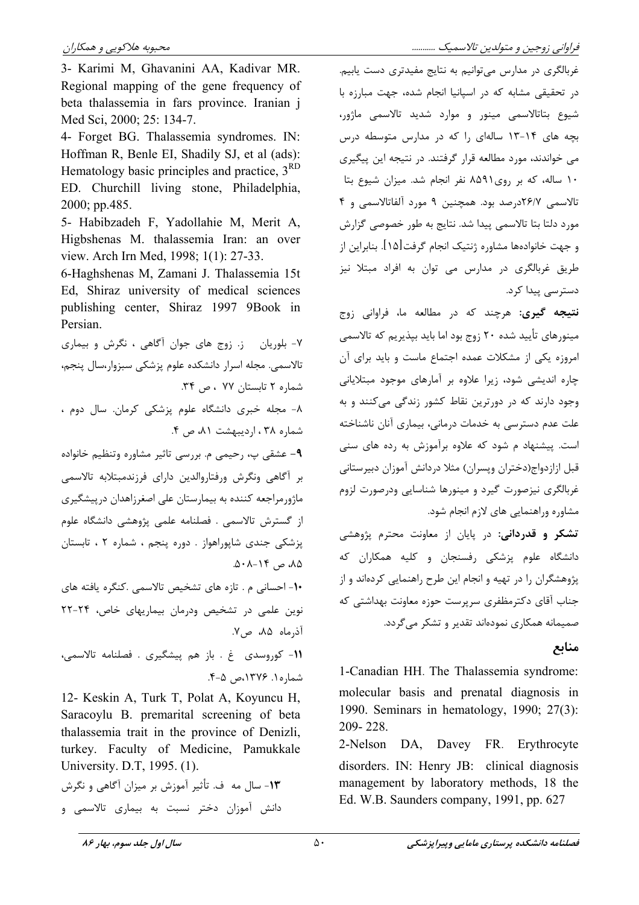غربالگری در مدارس می‌توانیم به نتایج مفیدتری دست یابیم. در تحقیقی مشابه که در اسپانیا انجام شده، جهت مبارزه با شیوع بتاتالاسمی مینور و موارد شدید تالاسمی ماژور، بچه های ۱۴-۱۳ ساله‌ای را که در مدارس متوسطه درس می خواندند، مورد مطالعه قرار گرفتند. در نتیجه این پیگیری ۱۰ ساله، که بر روی۸۵۹۱ نفر انجام شد. میزان شیوع بتا تالاسمی ۲۶/۷درصد بود. همچنین ۹ مورد آلفاتالاسمی و ۴ مورد دلتا بتا تالاسمی پیدا شد. نتایج به طور خصوصی گزارش و جهت خانواده‌ها مشاوره ژنتیک انجام گرفت[۱۵]. بنابراین از طریق غربالگری در مدارس می توان به افراد مبتلا نیز دسترسی پیدا کرد.

**نتیجه گیری:** هرچند که در مطالعه ما، فراوانی زوج مینورهای تأیید شده ۲۰ زوج بود اما باید بپذیریم که تالاسمی امروزه یکی از مشکلات عمده اجتماع ماست و باید برای آن چاره اندیشی شود، زیرا علاوه بر آمارهای موجود مبتلایانی وجود دارند که در دورترین نقاط کشور زندگی می‌کنند و به علت عدم دسترسی به خدمات درمانی، بیماری آنان ناشناخته است. پیشنهاد م شود که علاوه برآموزش به رده های سنی قبل ازازدواج(دختران وپسران) مثلا دردانش آموزان دبیرستانی غربالگری نیزصورت گیرد و مینورها شناسایی ودرصورت لزوم مشاوره وراهنمایی های لازم انجام شود.

**تشکر و قدردانی:** در پایان از معاونت محترم پژوهشی دانشگاه علوم پزشکی رفسنجان و کلیه همکاران که پژوهشگران را در تهیه و انجام این طرح راهنمایی کرده‌اند و از جناب آقای دکترمظفری سرپرست حوزه معاونت بهداشتی که صمیمانه همکاری نموده‌اند تقدیر و تشکر می‌گردد.

## منابع

1-Canadian HH. The Thalassemia syndrome: molecular basis and prenatal diagnosis in 1990. Seminars in hematology, 1990; 27(3): 209- 228.

2-Nelson DA, Davey FR. Erythrocyte disorders. IN: Henry JB: clinical diagnosis management by laboratory methods, 18 the Ed. W.B. Saunders company, 1991, pp. 627

3- Karimi M, Ghavanini AA, Kadivar MR. Regional mapping of the gene frequency of beta thalassemia in fars province. Iranian j Med Sci, 2000; 25: 134-7.

4- Forget BG. Thalassemia syndromes. IN: Hoffman R, Benle EI, Shadily SJ, et al (ads): Hematology basic principles and practice, 3RD ED. Churchill living stone, Philadelphia, 2000; pp.485.

5- Habibzadeh F, Yadollahie M, Merit A, Higbshenas M. thalassemia Iran: an over view. Arch Irn Med, 1998; 1(1): 27-33.

6-Haghshenas M, Zamani J. Thalassemia 15t Ed, Shiraz university of medical sciences publishing center, Shiraz 1997 9Book in Persian.

۷- بلوریان ز. زوج های جوان آگاهی ، نگرش و بیماری تالاسمی. مجله اسرار دانشکده علوم پزشکی سبزوار،سال پنجم، شماره ۲ تابستان ۷۷ ، ص ۳۴.

۸- مجله خبری دانشگاه علوم پزشکی کرمان. سال دوم ، شماره ۳۸ ، اردیبهشت ۸۱، ص ۴.

۹- عشقی پ، رحیمی م. بررسی تاثیر مشاوره وتنظیم خانواده بر آگاهی ونگرش ورفتاروالدین دارای فرزندمبتلابه تالاسمی ماژورمراجعه کننده به بیمارستان علی اصغرزاهدان درپیشگیری از گسترش تالاسمی . فصلنامه علمی پژوهشی دانشگاه علوم پزشکی جندی شاپوراهواز . دوره پنجم ، شماره ۲ ، تابستان ۸۵، ص ۱۴-۵۰۸.

۱۰- احسانی م . تازه های تشخیص تالاسمی .کنگره یافته های نوین علمی در تشخیص ودرمان بیماریهای خاص، ۲۴-۲۲ آذرماه ۸۵، ص۷.

۱۱- کوروسدی غ . باز هم پیشگیری . فصلنامه تالاسمی، شماره۱. ۱۳۷۶،ص ۵-۴.

12- Keskin A, Turk T, Polat A, Koyuncu H, Saracoylu B. premarital screening of beta thalassemia trait in the province of Denizli, turkey. Faculty of Medicine, Pamukkale University. D.T, 1995. (1).

۱۳- سال مه ف. تأثیر آموزش بر میزان آگاهی و نگرش دانش آموزان دختر نسبت به بیماری تالاسمی و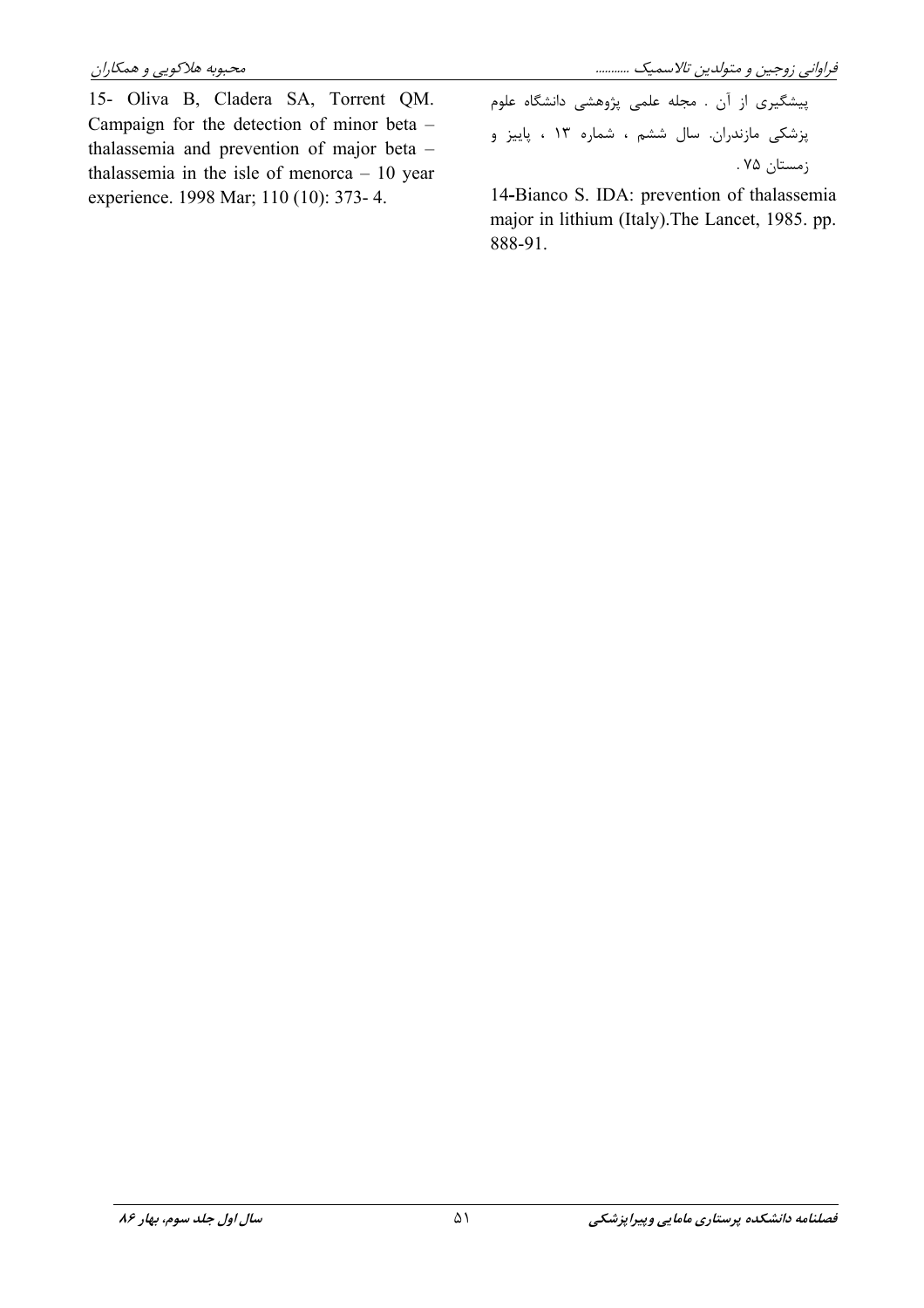پیشگیری از آن . مجله علمی پژوهشی دانشگاه علوم پزشکی مازندران. سال ششم ، شماره ۱۳ ، پاییز و زمستان ۷۵ .

14-Bianco S. IDA: prevention of thalassemia major in lithium (Italy).The Lancet, 1985. pp. 888-91.

15- Oliva B, Cladera SA, Torrent QM. Campaign for the detection of minor beta – thalassemia and prevention of major beta – thalassemia in the isle of menorca – 10 year experience. 1998 Mar; 110 (10): 373- 4.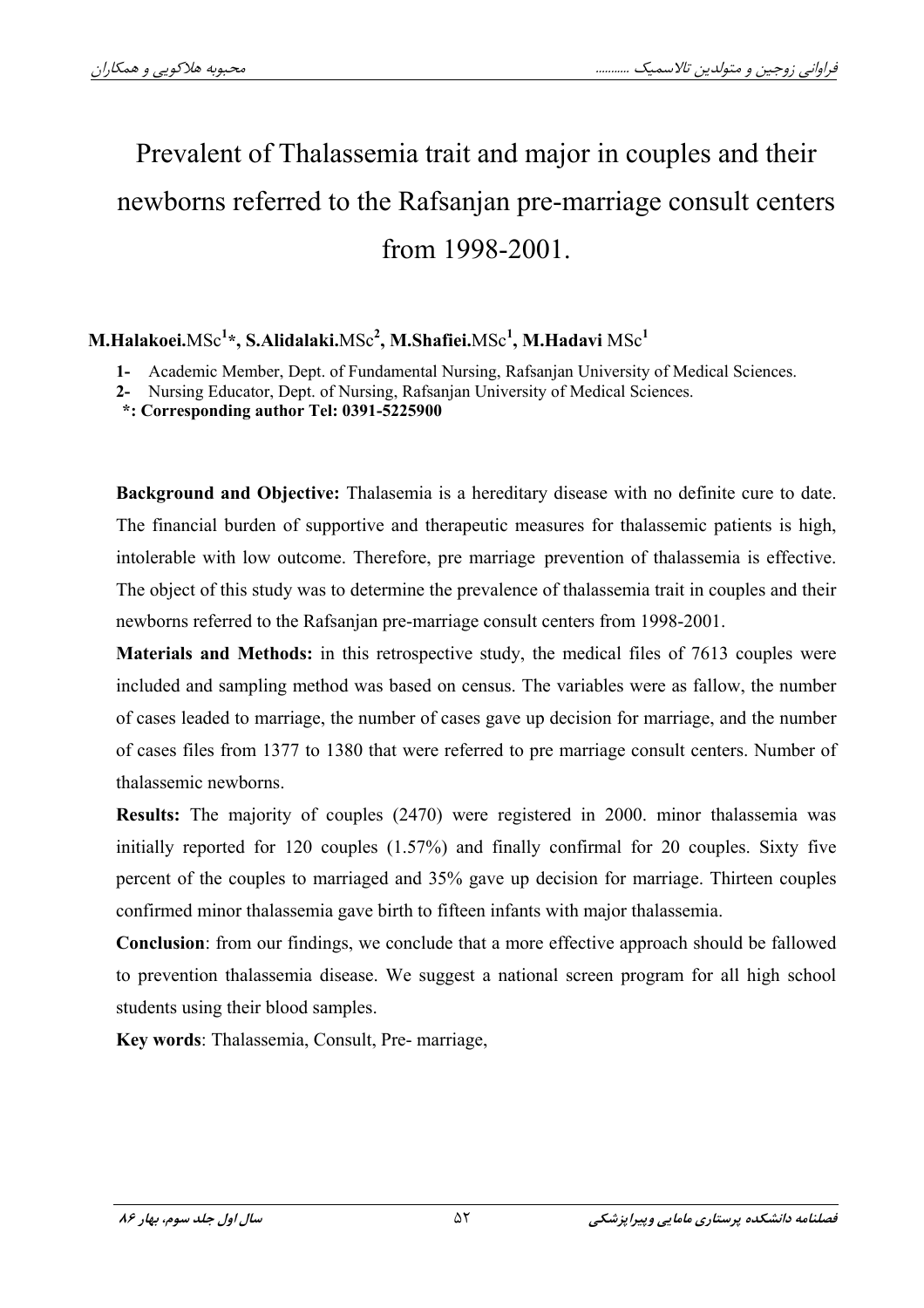# Prevalent of Thalassemia trait and major in couples and their newborns referred to the Rafsanjan pre-marriage consult centers from 1998-2001.

**M.Halakoei.**MSc[1]*, **S.Alidalaki.**MSc[2], **M.Shafiei.**MSc[1], **M.Hadavi** MSc[1]

1- Academic Member, Dept. of Fundamental Nursing, Rafsanjan University of Medical Sciences.
2- Nursing Educator, Dept. of Nursing, Rafsanjan University of Medical Sciences.

**\*: Corresponding author Tel: 0391-5225900**

**Background and Objective:** Thalasemia is a hereditary disease with no definite cure to date. The financial burden of supportive and therapeutic measures for thalassemic patients is high, intolerable with low outcome. Therefore, pre marriage prevention of thalassemia is effective. The object of this study was to determine the prevalence of thalassemia trait in couples and their newborns referred to the Rafsanjan pre-marriage consult centers from 1998-2001.

**Materials and Methods:** in this retrospective study, the medical files of 7613 couples were included and sampling method was based on census. The variables were as fallow, the number of cases leaded to marriage, the number of cases gave up decision for marriage, and the number of cases files from 1377 to 1380 that were referred to pre marriage consult centers. Number of thalassemic newborns.

**Results:** The majority of couples (2470) were registered in 2000. minor thalassemia was initially reported for 120 couples (1.57%) and finally confirmal for 20 couples. Sixty five percent of the couples to marriaged and 35% gave up decision for marriage. Thirteen couples confirmed minor thalassemia gave birth to fifteen infants with major thalassemia.

**Conclusion**: from our findings, we conclude that a more effective approach should be fallowed to prevention thalassemia disease. We suggest a national screen program for all high school students using their blood samples.

**Key words**: Thalassemia, Consult, Pre- marriage,